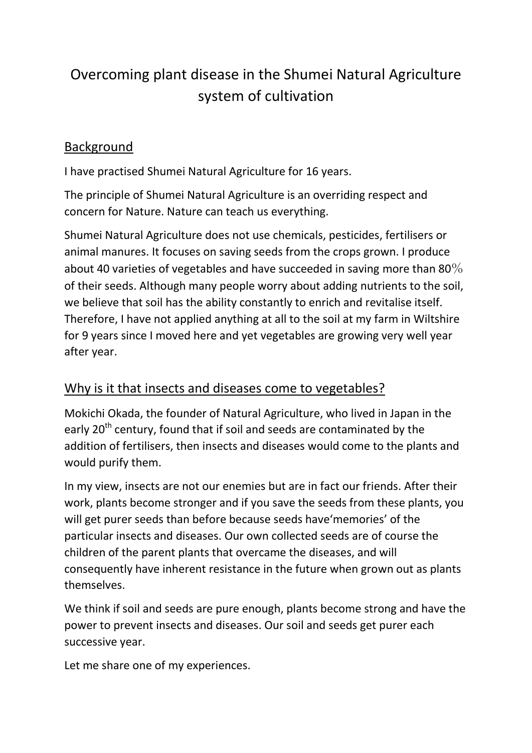# Overcoming plant disease in the Shumei Natural Agriculture system of cultivation

## Background

I have practised Shumei Natural Agriculture for 16 years.

The principle of Shumei Natural Agriculture is an overriding respect and concern for Nature. Nature can teach us everything.

Shumei Natural Agriculture does not use chemicals, pesticides, fertilisers or animal manures. It focuses on saving seeds from the crops grown. I produce about 40 varieties of vegetables and have succeeded in saving more than 80％ of their seeds. Although many people worry about adding nutrients to the soil, we believe that soil has the ability constantly to enrich and revitalise itself. Therefore, I have not applied anything at all to the soil at my farm in Wiltshire for 9 years since I moved here and yet vegetables are growing very well year after year.

## Why is it that insects and diseases come to vegetables?

Mokichi Okada, the founder of Natural Agriculture, who lived in Japan in the early 20th century, found that if soil and seeds are contaminated by the addition of fertilisers, then insects and diseases would come to the plants and would purify them.

In my view, insects are not our enemies but are in fact our friends. After their work, plants become stronger and if you save the seeds from these plants, you will get purer seeds than before because seeds have'memories' of the particular insects and diseases. Our own collected seeds are of course the children of the parent plants that overcame the diseases, and will consequently have inherent resistance in the future when grown out as plants themselves.

We think if soil and seeds are pure enough, plants become strong and have the power to prevent insects and diseases. Our soil and seeds get purer each successive year.

Let me share one of my experiences.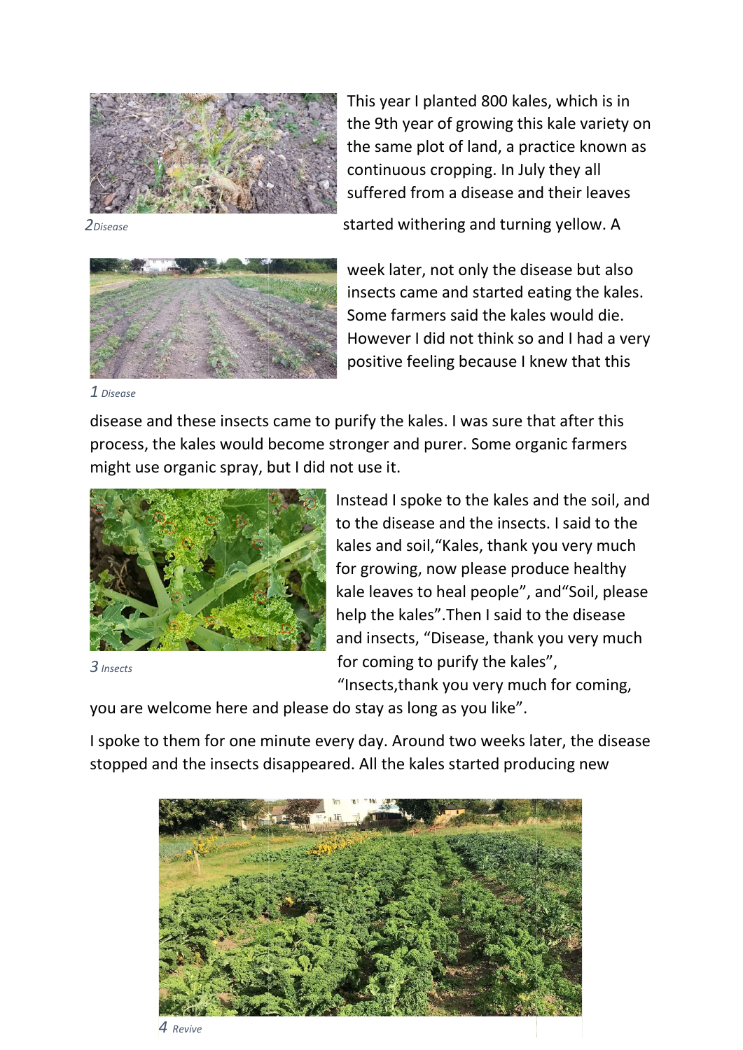This year I planted 800 kales, which is in the 9th year of growing this kale variety on the same plot of land, a practice known as continuous cropping. In July they all suffered from a disease and their leaves started withering and turning yellow. A week later, not only the disease but also insects came and started eating the kales. Some farmers said the kales would die. However I did not think so and I had a very positive feeling because I knew that this disease and these insects came to purify the kales. I was sure that after this process, the kales would become stronger and purer. Some organic farmers might use organic spray, but I did not use it.

*2 Disease*

*1 Disease*

Instead I spoke to the kales and the soil, and to the disease and the insects. I said to the kales and soil,"Kales, thank you very much for growing, now please produce healthy kale leaves to heal people", and"Soil, please help the kales".Then I said to the disease and insects, "Disease, thank you very much for coming to purify the kales", "Insects,thank you very much for coming, you are welcome here and please do stay as long as you like".

*3 Insects*

I spoke to them for one minute every day. Around two weeks later, the disease stopped and the insects disappeared. All the kales started producing new

*4 Revive*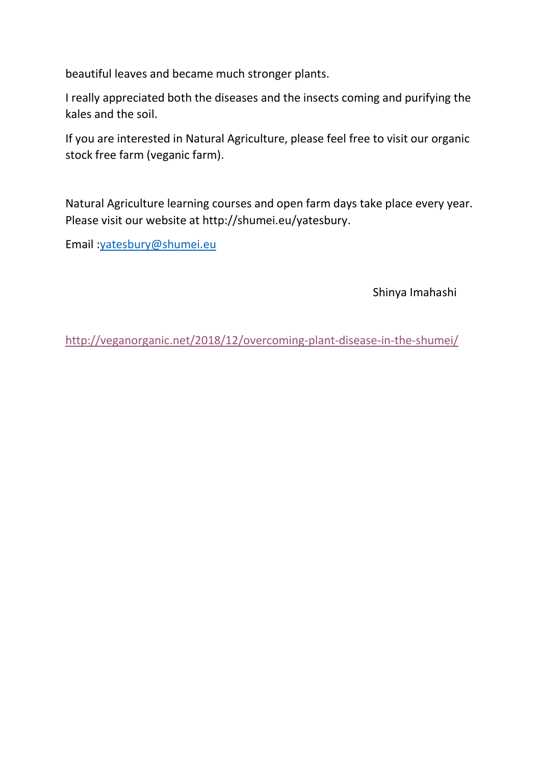beautiful leaves and became much stronger plants.

I really appreciated both the diseases and the insects coming and purifying the kales and the soil.

If you are interested in Natural Agriculture, please feel free to visit our organic stock free farm (veganic farm).

Natural Agriculture learning courses and open farm days take place every year. Please visit our website at http://shumei.eu/yatesbury.

Email :yatesbury@shumei.eu

Shinya Imahashi

http://veganorganic.net/2018/12/overcoming-plant-disease-in-the-shumei/